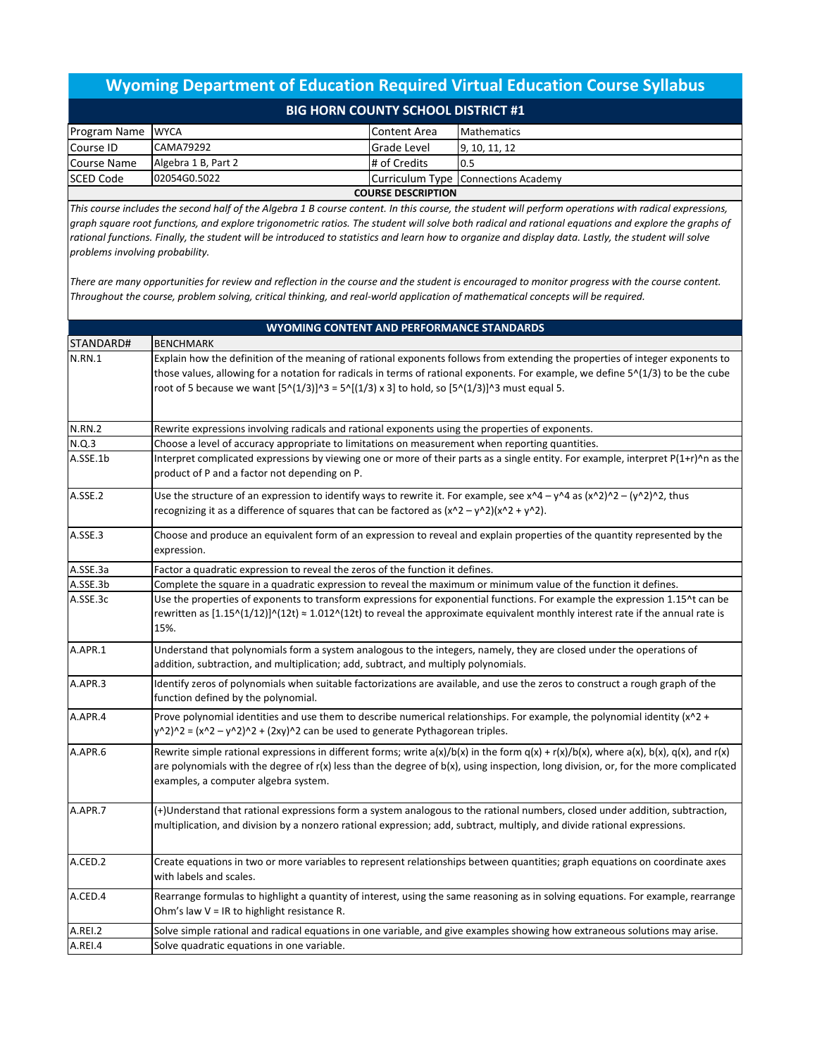# Wyoming Department of Education Required Virtual Education Course Syllabus

## BIG HORN COUNTY SCHOOL DISTRICT #1

| Program Name | WYCA | Content Area | Mathematics |
|---|---|---|---|
| Course ID | CAMA79292 | Grade Level | 9, 10, 11, 12 |
| Course Name | Algebra 1 B, Part 2 | # of Credits | 0.5 |
| SCED Code | 02054G0.5022 | Curriculum Type | Connections Academy |

### COURSE DESCRIPTION

*This course includes the second half of the Algebra 1 B course content. In this course, the student will perform operations with radical expressions, graph square root functions, and explore trigonometric ratios. The student will solve both radical and rational equations and explore the graphs of rational functions. Finally, the student will be introduced to statistics and learn how to organize and display data. Lastly, the student will solve problems involving probability.*

*There are many opportunities for review and reflection in the course and the student is encouraged to monitor progress with the course content. Throughout the course, problem solving, critical thinking, and real-world application of mathematical concepts will be required.*

### WYOMING CONTENT AND PERFORMANCE STANDARDS

| STANDARD# | BENCHMARK |
|---|---|
| N.RN.1 | Explain how the definition of the meaning of rational exponents follows from extending the properties of integer exponents to those values, allowing for a notation for radicals in terms of rational exponents. For example, we define $5^{(1/3)}$ to be the cube root of 5 because we want $[5^{(1/3)}]^3 = 5^{[(1/3) \times 3]}$ to hold, so $[5^{(1/3)}]^3$ must equal 5. |
| N.RN.2 | Rewrite expressions involving radicals and rational exponents using the properties of exponents. |
| N.Q.3 | Choose a level of accuracy appropriate to limitations on measurement when reporting quantities. |
| A.SSE.1b | Interpret complicated expressions by viewing one or more of their parts as a single entity. For example, interpret $P(1+r)^n$ as the product of P and a factor not depending on P. |
| A.SSE.2 | Use the structure of an expression to identify ways to rewrite it. For example, see $x^4 - y^4$ as $(x^2)^2 - (y^2)^2$, thus recognizing it as a difference of squares that can be factored as $(x^2 - y^2)(x^2 + y^2)$. |
| A.SSE.3 | Choose and produce an equivalent form of an expression to reveal and explain properties of the quantity represented by the expression. |
| A.SSE.3a | Factor a quadratic expression to reveal the zeros of the function it defines. |
| A.SSE.3b | Complete the square in a quadratic expression to reveal the maximum or minimum value of the function it defines. |
| A.SSE.3c | Use the properties of exponents to transform expressions for exponential functions. For example the expression $1.15^t$ can be rewritten as $[1.15^{(1/12)}]^{(12t)} \approx 1.012^{(12t)}$ to reveal the approximate equivalent monthly interest rate if the annual rate is 15%. |
| A.APR.1 | Understand that polynomials form a system analogous to the integers, namely, they are closed under the operations of addition, subtraction, and multiplication; add, subtract, and multiply polynomials. |
| A.APR.3 | Identify zeros of polynomials when suitable factorizations are available, and use the zeros to construct a rough graph of the function defined by the polynomial. |
| A.APR.4 | Prove polynomial identities and use them to describe numerical relationships. For example, the polynomial identity $(x^2 + y^2)^2 = (x^2 - y^2)^2 + (2xy)^2$ can be used to generate Pythagorean triples. |
| A.APR.6 | Rewrite simple rational expressions in different forms; write $a(x)/b(x)$ in the form $q(x) + r(x)/b(x)$, where $a(x)$, $b(x)$, $q(x)$, and $r(x)$ are polynomials with the degree of $r(x)$ less than the degree of $b(x)$, using inspection, long division, or, for the more complicated examples, a computer algebra system. |
| A.APR.7 | (+)Understand that rational expressions form a system analogous to the rational numbers, closed under addition, subtraction, multiplication, and division by a nonzero rational expression; add, subtract, multiply, and divide rational expressions. |
| A.CED.2 | Create equations in two or more variables to represent relationships between quantities; graph equations on coordinate axes with labels and scales. |
| A.CED.4 | Rearrange formulas to highlight a quantity of interest, using the same reasoning as in solving equations. For example, rearrange Ohm's law V = IR to highlight resistance R. |
| A.REI.2 | Solve simple rational and radical equations in one variable, and give examples showing how extraneous solutions may arise. |
| A.REI.4 | Solve quadratic equations in one variable. |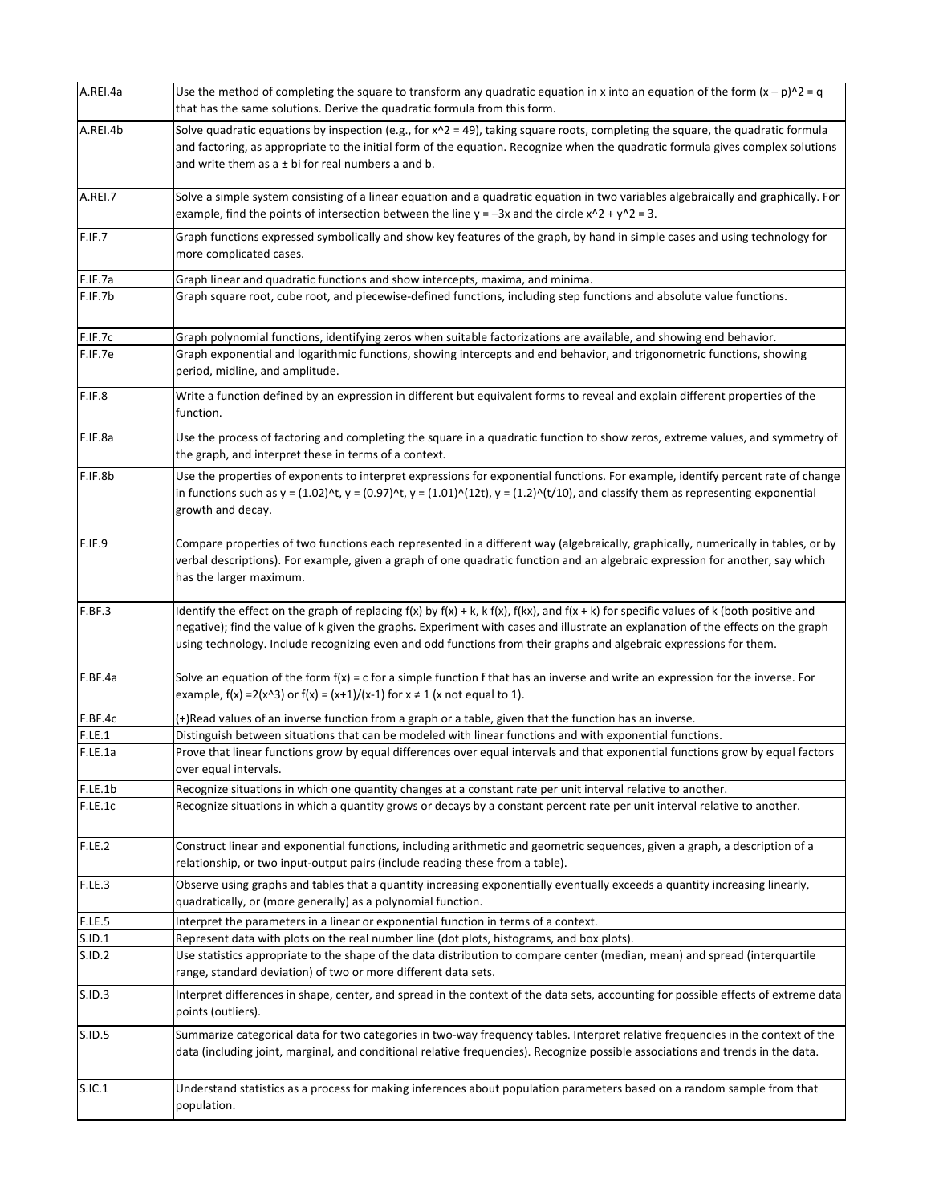| | |
|---|---|
| A.REI.4a | Use the method of completing the square to transform any quadratic equation in x into an equation of the form $(x – p)^2 = q$ that has the same solutions. Derive the quadratic formula from this form. |
| A.REI.4b | Solve quadratic equations by inspection (e.g., for $x^2 = 49$), taking square roots, completing the square, the quadratic formula and factoring, as appropriate to the initial form of the equation. Recognize when the quadratic formula gives complex solutions and write them as $a \pm bi$ for real numbers a and b. |
| A.REI.7 | Solve a simple system consisting of a linear equation and a quadratic equation in two variables algebraically and graphically. For example, find the points of intersection between the line $y = –3x$ and the circle $x^2 + y^2 = 3$. |
| F.IF.7 | Graph functions expressed symbolically and show key features of the graph, by hand in simple cases and using technology for more complicated cases. |
| F.IF.7a | Graph linear and quadratic functions and show intercepts, maxima, and minima. |
| F.IF.7b | Graph square root, cube root, and piecewise-defined functions, including step functions and absolute value functions. |
| F.IF.7c | Graph polynomial functions, identifying zeros when suitable factorizations are available, and showing end behavior. |
| F.IF.7e | Graph exponential and logarithmic functions, showing intercepts and end behavior, and trigonometric functions, showing period, midline, and amplitude. |
| F.IF.8 | Write a function defined by an expression in different but equivalent forms to reveal and explain different properties of the function. |
| F.IF.8a | Use the process of factoring and completing the square in a quadratic function to show zeros, extreme values, and symmetry of the graph, and interpret these in terms of a context. |
| F.IF.8b | Use the properties of exponents to interpret expressions for exponential functions. For example, identify percent rate of change in functions such as $y = (1.02)^t$, $y = (0.97)^t$, $y = (1.01)^{(12t)}$, $y = (1.2)^{(t/10)}$, and classify them as representing exponential growth and decay. |
| F.IF.9 | Compare properties of two functions each represented in a different way (algebraically, graphically, numerically in tables, or by verbal descriptions). For example, given a graph of one quadratic function and an algebraic expression for another, say which has the larger maximum. |
| F.BF.3 | Identify the effect on the graph of replacing $f(x)$ by $f(x) + k$, $k f(x)$, $f(kx)$, and $f(x + k)$ for specific values of k (both positive and negative); find the value of k given the graphs. Experiment with cases and illustrate an explanation of the effects on the graph using technology. Include recognizing even and odd functions from their graphs and algebraic expressions for them. |
| F.BF.4a | Solve an equation of the form $f(x) = c$ for a simple function f that has an inverse and write an expression for the inverse. For example, $f(x) = 2(x^3)$ or $f(x) = (x+1)/(x-1)$ for $x \neq 1$ (x not equal to 1). |
| F.BF.4c | (+)Read values of an inverse function from a graph or a table, given that the function has an inverse. |
| F.LE.1 | Distinguish between situations that can be modeled with linear functions and with exponential functions. |
| F.LE.1a | Prove that linear functions grow by equal differences over equal intervals and that exponential functions grow by equal factors over equal intervals. |
| F.LE.1b | Recognize situations in which one quantity changes at a constant rate per unit interval relative to another. |
| F.LE.1c | Recognize situations in which a quantity grows or decays by a constant percent rate per unit interval relative to another. |
| F.LE.2 | Construct linear and exponential functions, including arithmetic and geometric sequences, given a graph, a description of a relationship, or two input-output pairs (include reading these from a table). |
| F.LE.3 | Observe using graphs and tables that a quantity increasing exponentially eventually exceeds a quantity increasing linearly, quadratically, or (more generally) as a polynomial function. |
| F.LE.5 | Interpret the parameters in a linear or exponential function in terms of a context. |
| S.ID.1 | Represent data with plots on the real number line (dot plots, histograms, and box plots). |
| S.ID.2 | Use statistics appropriate to the shape of the data distribution to compare center (median, mean) and spread (interquartile range, standard deviation) of two or more different data sets. |
| S.ID.3 | Interpret differences in shape, center, and spread in the context of the data sets, accounting for possible effects of extreme data points (outliers). |
| S.ID.5 | Summarize categorical data for two categories in two-way frequency tables. Interpret relative frequencies in the context of the data (including joint, marginal, and conditional relative frequencies). Recognize possible associations and trends in the data. |
| S.IC.1 | Understand statistics as a process for making inferences about population parameters based on a random sample from that population. |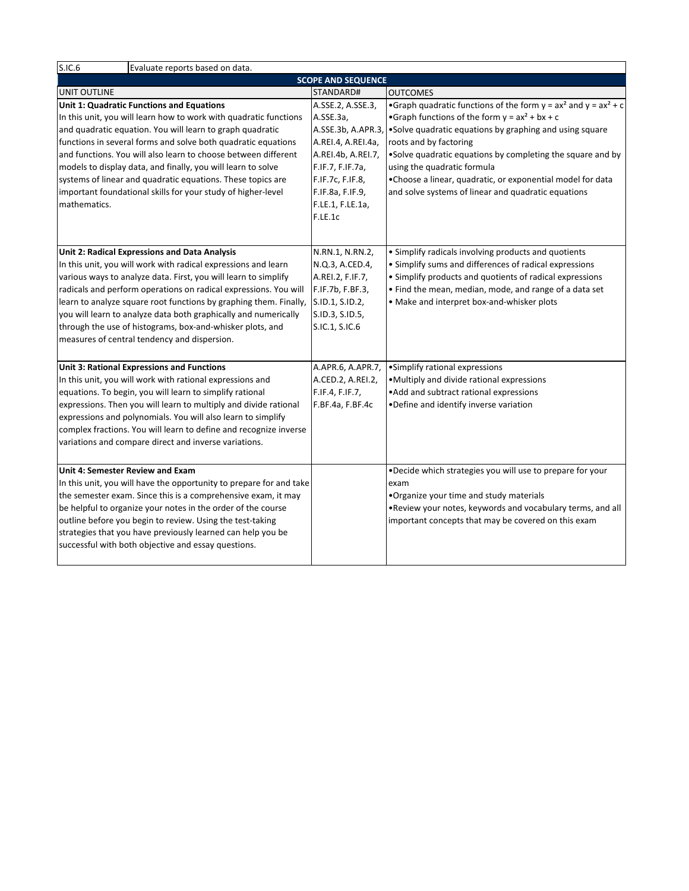| | |
|---|---|
| S.IC.6 | Evaluate reports based on data. |

**SCOPE AND SEQUENCE**

| UNIT OUTLINE | STANDARD# | OUTCOMES |
|---|---|---|
| **Unit 1: Quadratic Functions and Equations**<br>In this unit, you will learn how to work with quadratic functions and quadratic equation. You will learn to graph quadratic functions in several forms and solve both quadratic equations and functions. You will also learn to choose between different models to display data, and finally, you will learn to solve systems of linear and quadratic equations. These topics are important foundational skills for your study of higher-level mathematics. | A.SSE.2, A.SSE.3, A.SSE.3a, A.SSE.3b, A.APR.3, A.REI.4, A.REI.4a, A.REI.4b, A.REI.7, F.IF.7, F.IF.7a, F.IF.7c, F.IF.8, F.IF.8a, F.IF.9, F.LE.1, F.LE.1a, F.LE.1c | •Graph quadratic functions of the form $y = ax^2$ and $y = ax^2 + c$<br>•Graph functions of the form $y = ax^2 + bx + c$<br>•Solve quadratic equations by graphing and using square roots and by factoring<br>•Solve quadratic equations by completing the square and by using the quadratic formula<br>•Choose a linear, quadratic, or exponential model for data and solve systems of linear and quadratic equations |
| **Unit 2: Radical Expressions and Data Analysis**<br>In this unit, you will work with radical expressions and learn various ways to analyze data. First, you will learn to simplify radicals and perform operations on radical expressions. You will learn to analyze square root functions by graphing them. Finally, you will learn to analyze data both graphically and numerically through the use of histograms, box-and-whisker plots, and measures of central tendency and dispersion. | N.RN.1, N.RN.2, N.Q.3, A.CED.4, A.REI.2, F.IF.7, F.IF.7b, F.BF.3, S.ID.1, S.ID.2, S.ID.3, S.ID.5, S.IC.1, S.IC.6 | • Simplify radicals involving products and quotients<br>• Simplify sums and differences of radical expressions<br>• Simplify products and quotients of radical expressions<br>• Find the mean, median, mode, and range of a data set<br>• Make and interpret box-and-whisker plots |
| **Unit 3: Rational Expressions and Functions**<br>In this unit, you will work with rational expressions and equations. To begin, you will learn to simplify rational expressions. Then you will learn to multiply and divide rational expressions and polynomials. You will also learn to simplify complex fractions. You will learn to define and recognize inverse variations and compare direct and inverse variations. | A.APR.6, A.APR.7, A.CED.2, A.REI.2, F.IF.4, F.IF.7, F.BF.4a, F.BF.4c | •Simplify rational expressions<br>•Multiply and divide rational expressions<br>•Add and subtract rational expressions<br>•Define and identify inverse variation |
| **Unit 4: Semester Review and Exam**<br>In this unit, you will have the opportunity to prepare for and take the semester exam. Since this is a comprehensive exam, it may be helpful to organize your notes in the order of the course outline before you begin to review. Using the test-taking strategies that you have previously learned can help you be successful with both objective and essay questions. | | •Decide which strategies you will use to prepare for your exam<br>•Organize your time and study materials<br>•Review your notes, keywords and vocabulary terms, and all important concepts that may be covered on this exam |